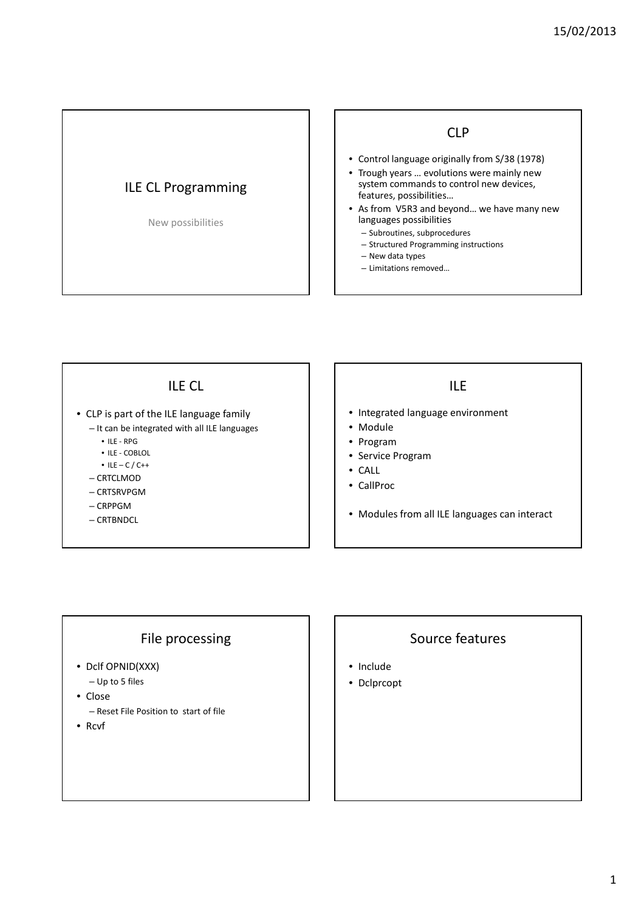# ILE CL Programming

New possibilities

## CLP

- Control language originally from S/38 (1978)
- Trough years … evolutions were mainly new system commands to control new devices, features, possibilities…
- As from V5R3 and beyond… we have many new languages possibilities
  - Subroutines, subprocedures
  - Structured Programming instructions
  - New data types
  - Limitations removed…

## ILE CL

- CLP is part of the ILE language family
  - It can be integrated with all ILE languages
    - ILE - RPG
    - ILE - COBLOL
    - ILE – C / C++
  - CRTCLMOD
  - CRTSRVPGM
  - CRPPGM
  - CRTBNDCL

## ILE

- Integrated language environment
- Module
- Program
- Service Program
- CALL
- CallProc
- Modules from all ILE languages can interact

## File processing

- Dclf OPNID(XXX)
  - Up to 5 files
- Close
  - Reset File Position to start of file
- Rcvf

## Source features

- Include
- Dclprcopt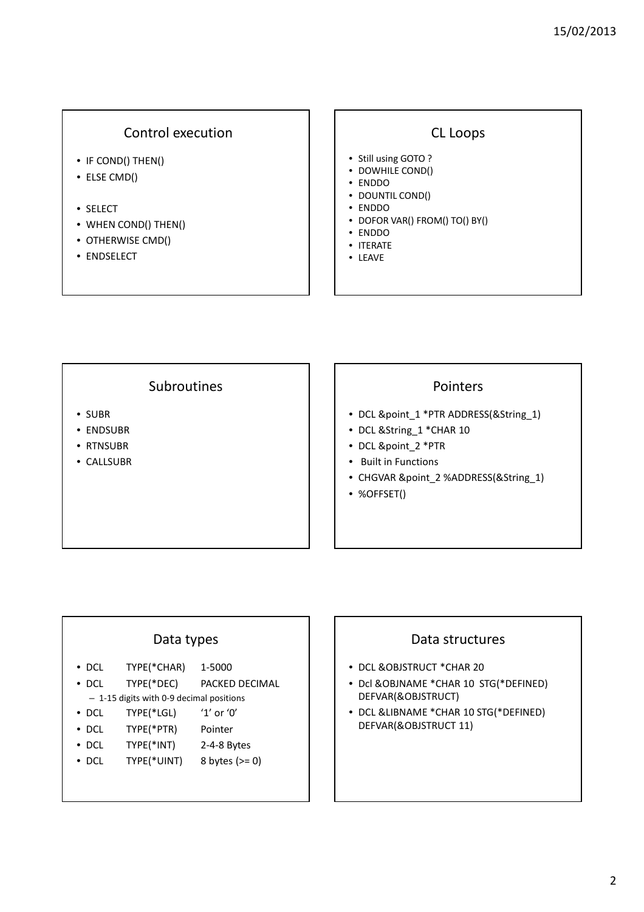## Control execution

- IF COND() THEN()
- ELSE CMD()

- SELECT
- WHEN COND() THEN()
- OTHERWISE CMD()
- ENDSELECT

## CL Loops

- Still using GOTO ?
- DOWHILE COND()
- ENDDO
- DOUNTIL COND()
- ENDDO
- DOFOR VAR() FROM() TO() BY()
- ENDDO
- ITERATE
- LEAVE

## Subroutines

- SUBR
- ENDSUBR
- RTNSUBR
- CALLSUBR

## Pointers

- DCL &point_1 *PTR ADDRESS(&String_1)
- DCL &String_1 *CHAR 10
- DCL &point_2 *PTR
- Built in Functions
- CHGVAR &point_2 %ADDRESS(&String_1)
- %OFFSET()

## Data types

- DCL TYPE(*CHAR) 1-5000
- DCL TYPE(*DEC) PACKED DECIMAL
  - 1-15 digits with 0-9 decimal positions
- DCL TYPE(*LGL) '1' or '0'
- DCL TYPE(*PTR) Pointer
- DCL TYPE(*INT) 2-4-8 Bytes
- DCL TYPE(*UINT) 8 bytes (>= 0)

## Data structures

- DCL &OBJSTRUCT *CHAR 20
- Dcl &OBJNAME *CHAR 10 STG(*DEFINED) DEFVAR(&OBJSTRUCT)
- DCL &LIBNAME *CHAR 10 STG(*DEFINED) DEFVAR(&OBJSTRUCT 11)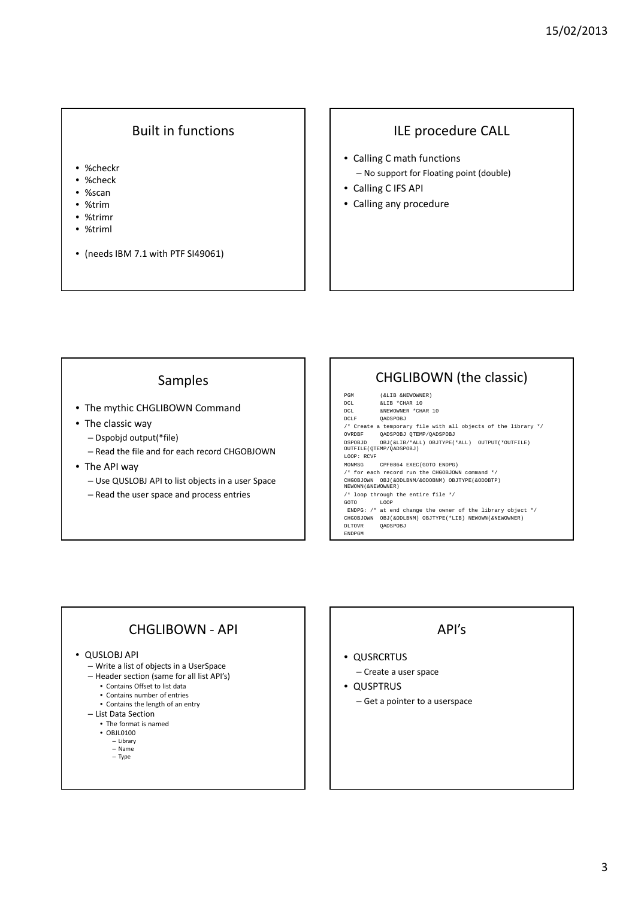## Built in functions

- %checkr
- %check
- %scan
- %trim
- %trimr
- %triml

- (needs IBM 7.1 with PTF SI49061)

## ILE procedure CALL

- Calling C math functions
  - No support for Floating point (double)
- Calling C IFS API
- Calling any procedure

## Samples

- The mythic CHGLIBOWN Command
- The classic way
  - Dspobjd output(*file)
  - Read the file and for each record CHGOBJOWN
- The API way
  - Use QUSLOBJ API to list objects in a user Space
  - Read the user space and process entries

## CHGLIBOWN (the classic)

```
PGM        (&LIB &NEWOWNER)
DCL        &LIB *CHAR 10
DCL        &NEWOWNER *CHAR 10
DCLF       QADSPOBJ
/* Create a temporary file with all objects of the library */
OVRDBF     QADSPOBJ QTEMP/QADSPOBJ
DSPOBJD    OBJ(&LIB/*ALL) OBJTYPE(*ALL)  OUTPUT(*OUTFILE)
OUTFILE(QTEMP/QADSPOBJ)
LOOP: RCVF
MONMSG     CPF0864 EXEC(GOTO ENDPG)
/* for each record run the CHGOBJOWN command */
CHGOBJOWN  OBJ(&ODLBNM/&ODOBNM) OBJTYPE(&ODOBTP)
NEWOWN(&NEWOWNER)
/* loop through the entire file */
GOTO       LOOP
 ENDPG: /* at end change the owner of the library object */
CHGOBJOWN  OBJ(&ODLBNM) OBJTYPE(*LIB) NEWOWN(&NEWOWNER)
DLTOVR     QADSPOBJ
ENDPGM
```

## CHGLIBOWN - API

- QUSLOBJ API
  - Write a list of objects in a UserSpace
  - Header section (same for all list API's)
    - Contains Offset to list data
    - Contains number of entries
    - Contains the length of an entry
  - List Data Section
    - The format is named
    - OBJL0100
      - Library
      - Name
      - Type

## API's

- QUSRCRTUS
  - Create a user space
- QUSPTRUS
  - Get a pointer to a userspace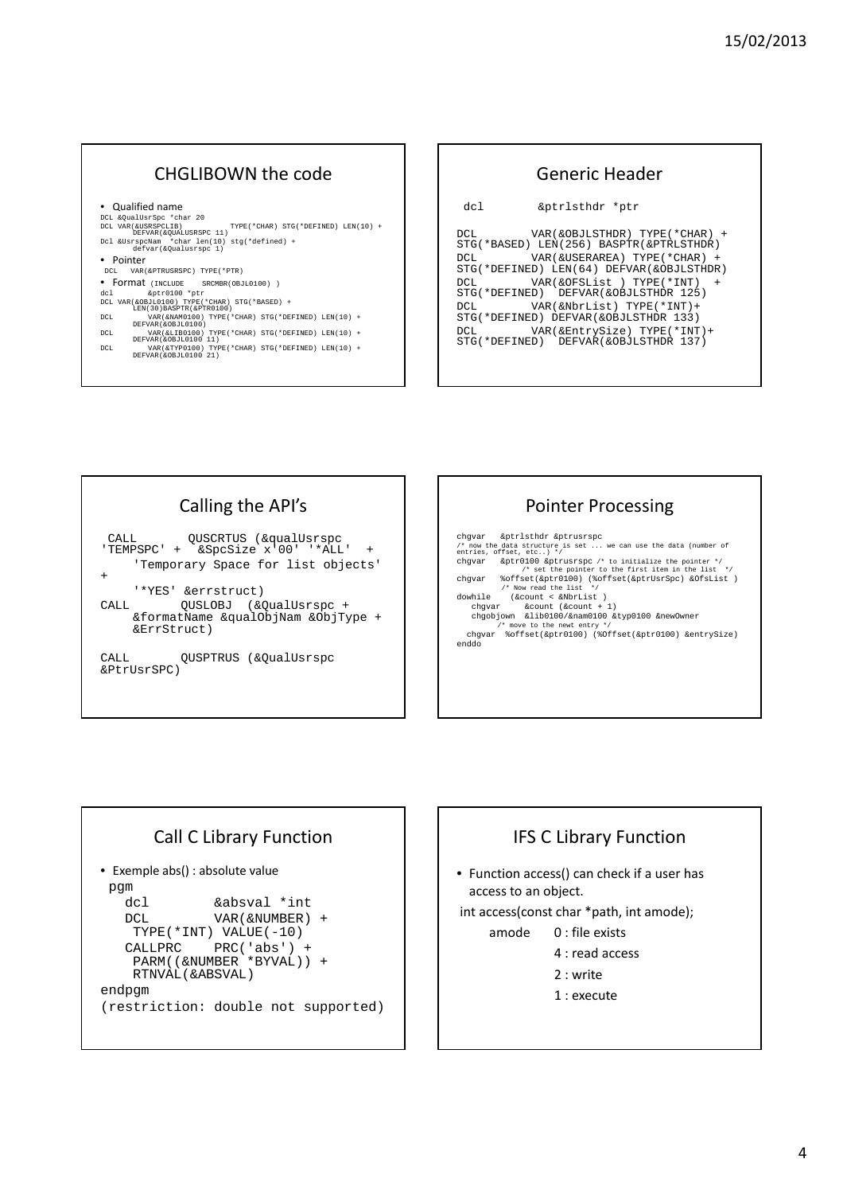## CHGLIBOWN the code

- Qualified name

```
DCL &QualUsrSpc *char 20
DCL VAR(&USRSPCLIB)           TYPE(*CHAR) STG(*DEFINED) LEN(10) +
        DEFVAR(&QUALUSRSPC 11)
Dcl &UsrspcNam  *char len(10) stg(*defined) +
        defvar(&Qualusrspc 1)
```

- Pointer

```
DCL   VAR(&PTRUSRSPC) TYPE(*PTR)
```

- Format (INCLUDE  SRCMBR(OBJL0100) )

```
dcl        &ptr0100 *ptr
DCL VAR(&OBJL0100) TYPE(*CHAR) STG(*BASED) +
        LEN(30)BASPTR(&PTR0100)
DCL        VAR(&NAM0100) TYPE(*CHAR) STG(*DEFINED) LEN(10) +
        DEFVAR(&OBJL0100)
DCL        VAR(&LIB0100) TYPE(*CHAR) STG(*DEFINED) LEN(10) +
        DEFVAR(&OBJL0100 11)
DCL        VAR(&TYP0100) TYPE(*CHAR) STG(*DEFINED) LEN(10) +
        DEFVAR(&OBJL0100 21)
```

## Generic Header

```
dcl        &ptrlsthdr *ptr

DCL        VAR(&OBJLSTHDR) TYPE(*CHAR) +
STG(*BASED) LEN(256) BASPTR(&PTRLSTHDR)
DCL        VAR(&USERAREA) TYPE(*CHAR) +
STG(*DEFINED) LEN(64) DEFVAR(&OBJLSTHDR)
DCL        VAR(&OFSList ) TYPE(*INT)  +
STG(*DEFINED)  DEFVAR(&OBJLSTHDR 125)
DCL        VAR(&NbrList) TYPE(*INT)+
STG(*DEFINED) DEFVAR(&OBJLSTHDR 133)
DCL        VAR(&EntrySize) TYPE(*INT)+
STG(*DEFINED)  DEFVAR(&OBJLSTHDR 137)
```

## Calling the API's

```
 CALL       QUSCRTUS (&qualUsrspc
'TEMPSPC' +  &SpcSize x'00' '*ALL'  +
    'Temporary Space for list objects'
+
    '*YES' &errstruct)
CALL       QUSLOBJ  (&QualUsrspc +
    &formatName &qualObjNam &ObjType +
    &ErrStruct)

CALL       QUSPTRUS (&QualUsrspc
&PtrUsrSPC)
```

## Pointer Processing

```
chgvar   &ptrlsthdr &ptrusrspc
/* now the data structure is set ... we can use the data (number of
entries, offset, etc..) */
chgvar   &ptr0100 &ptrusrspc /* to initialize the pointer */
             /* set the pointer to the first item in the list  */
chgvar   %offset(&ptr0100) (%offset(&ptrUsrSpc) &OfsList )
          /* Now read the list  */
dowhile    (&count < &NbrList )
   chgvar     &count (&count + 1)
   chgobjown  &lib0100/&nam0100 &typ0100 &newOwner
        /* move to the newt entry */
  chgvar  %offset(&ptr0100) (%Offset(&ptr0100) &entrySize)
enddo
```

## Call C Library Function

- Exemple abs() : absolute value

```
pgm
   dcl        &absval *int
   DCL        VAR(&NUMBER) +
    TYPE(*INT) VALUE(-10)
   CALLPRC    PRC('abs') +
    PARM((&NUMBER *BYVAL)) +
    RTNVAL(&ABSVAL)
endpgm
(restriction: double not supported)
```

## IFS C Library Function

- Function access() can check if a user has access to an object.

int access(const char *path, int amode);

amode 0 : file exists

4 : read access

2 : write

1 : execute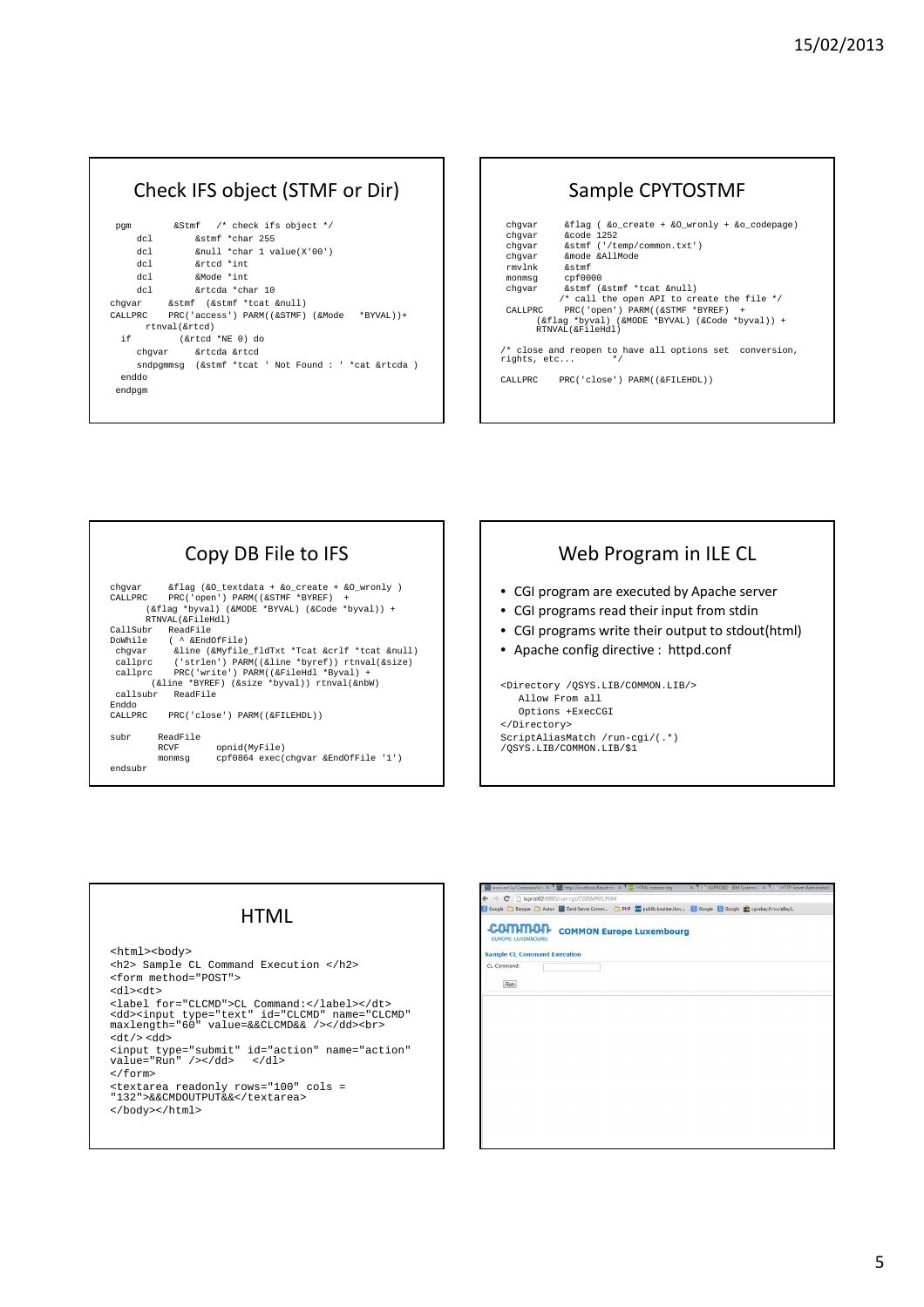## Check IFS object (STMF or Dir)

```
 pgm       &Stmf   /* check ifs object */
     dcl        &stmf *char 255
     dcl        &null *char 1 value(X'00')
     dcl        &rtcd *int
     dcl        &Mode *int
     dcl        &rtcda *char 10
chgvar     &stmf  (&stmf *tcat &null)
CALLPRC    PRC('access') PARM((&STMF) (&Mode   *BYVAL))+
       rtnval(&rtcd)
  if         (&rtcd *NE 0) do
     chgvar     &rtcda &rtcd
     sndpgmmsg  (&stmf *tcat ' Not Found : ' *cat &rtcda )
  enddo
 endpgm
```

## Sample CPYTOSTMF

```
chgvar     &flag ( &o_create + &O_wronly + &o_codepage)
chgvar     &code 1252
chgvar     &stmf ('/temp/common.txt')
chgvar     &mode &AllMode
rmvlnk     &stmf
monmsg     cpf0000
chgvar     &stmf (&stmf *tcat &null)
          /* call the open API to create the file */
CALLPRC    PRC('open') PARM((&STMF *BYREF)  +
      (&flag *byval) (&MODE *BYVAL) (&Code *byval)) +
      RTNVAL(&FileHdl)

/* close and reopen to have all options set  conversion,
rights, etc...               */

CALLPRC    PRC('close') PARM((&FILEHDL))
```

## Copy DB File to IFS

```
chgvar     &flag (&O_textdata + &o_create + &O_wronly )
CALLPRC    PRC('open') PARM((&STMF *BYREF)  +
      (&flag *byval) (&MODE *BYVAL) (&Code *byval)) +
      RTNVAL(&FileHdl)
CallSubr   ReadFile
DoWhile    ( ^ &EndOfFile)
 chgvar     &line (&Myfile_fldTxt *Tcat &crlf *tcat &null)
 callprc    ('strlen') PARM((&line *byref)) rtnval(&size)
 callprc    PRC('write') PARM((&FileHdl *Byval) +
      (&line *BYREF) (&size *byval)) rtnval(&nbW)
 callsubr   ReadFile
Enddo
CALLPRC    PRC('close') PARM((&FILEHDL))

subr       ReadFile
           RCVF        opnid(MyFile)
           monmsg      cpf0864 exec(chgvar &EndOfFile '1')
endsubr
```

## Web Program in ILE CL

- CGI program are executed by Apache server
- CGI programs read their input from stdin
- CGI programs write their output to stdout(html)
- Apache config directive : httpd.conf

```
<Directory /QSYS.LIB/COMMON.LIB/>
   Allow From all
   Options +ExecCGI
</Directory>
ScriptAliasMatch /run-cgi/(.*)
/QSYS.LIB/COMMON.LIB/$1
```

## HTML

```
<html><body>
<h2> Sample CL Command Execution </h2>
<form method="POST">
<dl><dt>
<label for="CLCMD">CL Command:</label></dt>
<dd><input type="text" id="CLCMD" name="CLCMD"
maxlength="60" value=&&CLCMD&& /></dd><br>
<dt/> <dd>
<input type="submit" id="action" name="action"
value="Run" /></dd>   </dl>
</form>
<textarea readonly rows="100" cols =
"132">&&CMDOUTPUT&&</textarea>
</body></html>
</br>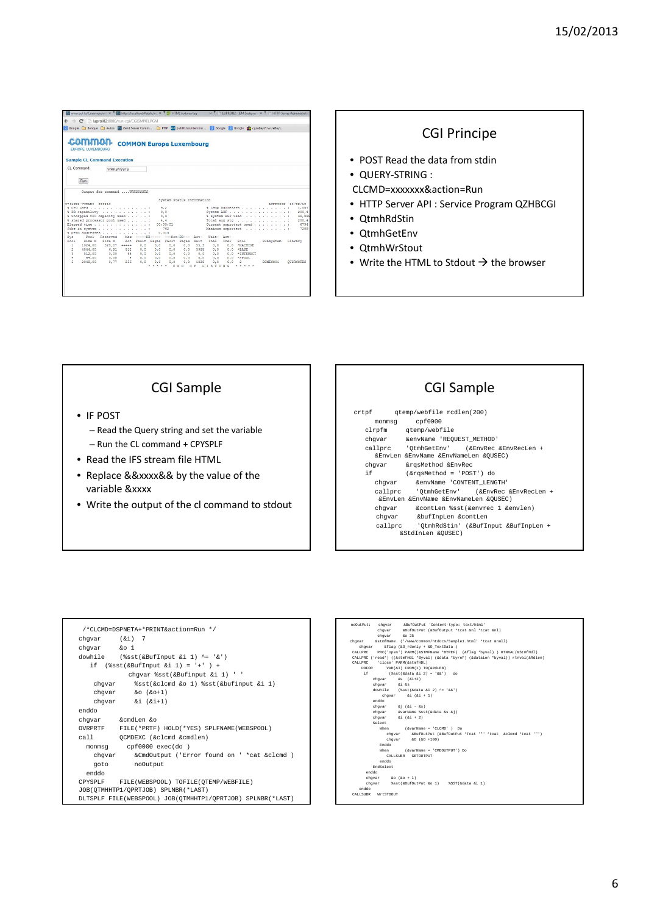## CGI Principe

- POST Read the data from stdin
- QUERY-STRING :

  CLCMD=xxxxxxx&action=Run
- HTTP Server API : Service Program QZHBCGI
- QtmhRdStin
- QtmhGetEnv
- QtmhWrStout
- Write the HTML to Stdout → the browser

## CGI Sample

- IF POST
  - Read the Query string and set the variable
  - Run the CL command + CPYSPLF
- Read the IFS stream file HTML
- Replace &&xxxx&& by the value of the variable &xxxx
- Write the output of the cl command to stdout

## CGI Sample

```
crtpf      qtemp/webfile rcdlen(200)
     monmsg      cpf0000
  clrpfm      qtemp/webfile
  chgvar      &envName 'REQUEST_METHOD'
  callprc     'QtmhGetEnv'     (&EnvRec &EnvRecLen +
     &EnvLen &EnvName &EnvNameLen &QUSEC)
  chgvar      &rqsMethod &EnvRec
  if          (&rqsMethod = 'POST') do
    chgvar       &envName 'CONTENT_LENGTH'
    callprc      'QtmhGetEnv'    (&EnvRec &EnvRecLen +
     &EnvLen &EnvName &EnvNameLen &QUSEC)
    chgvar       &contLen %sst(&envrec 1 &envlen)
    chgvar       &bufInpLen &contLen
    callprc      'QtmhRdStin' (&BufInput &BufInpLen +
          &StdInLen &QUSEC)
```

```
  /*CLCMD=DSPNETA+*PRINT&action=Run */
chgvar      (&i)   7
chgvar      &o 1
dowhile     (%sst(&BufInput &i 1) ^= '&')
   if  (%sst(&BufInput &i 1) = '+' ) +
                 chgvar %sst(&Bufinput &i 1) ' '
    chgvar      %sst(&clcmd &o 1) %sst(&bufinput &i 1)
    chgvar      &o (&o+1)
    chgvar      &i (&i+1)
enddo
chgvar      &cmdLen &o
OVRPRTF     FILE(*PRTF) HOLD(*YES) SPLFNAME(WEBSPOOL)
call        QCMDEXC (&clcmd &cmdlen)
  monmsg      cpf0000 exec(do )
    chgvar      &CmdOutput ('Error found on ' *cat &clcmd )
    goto        noOutput
  enddo
CPYSPLF     FILE(WEBSPOOL) TOFILE(QTEMP/WEBFILE)
JOB(QTMHHTP1/QPRTJOB) SPLNBR(*LAST)
DLTSPLF FILE(WEBSPOOL) JOB(QTMHHTP1/QPRTJOB) SPLNBR(*LAST)
```

```
noOutPut:   chgvar     &BufOutPut 'Content-type: text/html'
            chgvar     &BufOutPut (&BufOutput *tcat &nl *tcat &nl)
            chgvar     &o 25
  chgvar    &stmfName  ('/www/common/htdocs/Sample1.html' *tcat &null)
     chgvar     &flag (&O_rdonly + &O_TextData )
  CALLPRC   PRC('open') PARM((&STMFName *BYREF) (&flag *byval) ) RTNVAL(&stmfHdl)
  CALLPRC ('read') ((&stmfHdl *byval) (&data *byref) (&dataLen *byval)) rtnval(&Rdlen)
  CALLPRC   'close' PARM(&stmfHDL)
     DOFOR      VAR(&I) FROM(1) TO(&RDLEN)
     if         (%sst(&data &i 2) = '&&')   do
        chgvar     &s  (&i+2)
        chgvar     &i &s
        dowhile    (%sst(&data &i 2) ^= '&&')
           chgvar      &i (&i + 1)
        enddo
        chgvar      &j (&i - &s)
        chgvar      &varName %sst(&data &s &j)
        chgvar      &i (&i + 2)
        Select
          When       (&varName = 'CLCMD' )  Do
             chgvar      &BufOutPut (&BufOutPut *Tcat '"' *tcat &clcmd *tcat '"')
             chgvar      &o (&o +100)
          Enddo
          When       (&varName = 'CMDOUTPUT') Do
             CALLSUBR    GETOUTPUT
          enddo
        EndSelect
     enddo
     chgvar     &o (&o + 1)
     chgvar     %sst(&BufOutPut &o 1)    %SST(&data &i 1)
  enddo
  CALLSUBR    WrtSTDOUT
```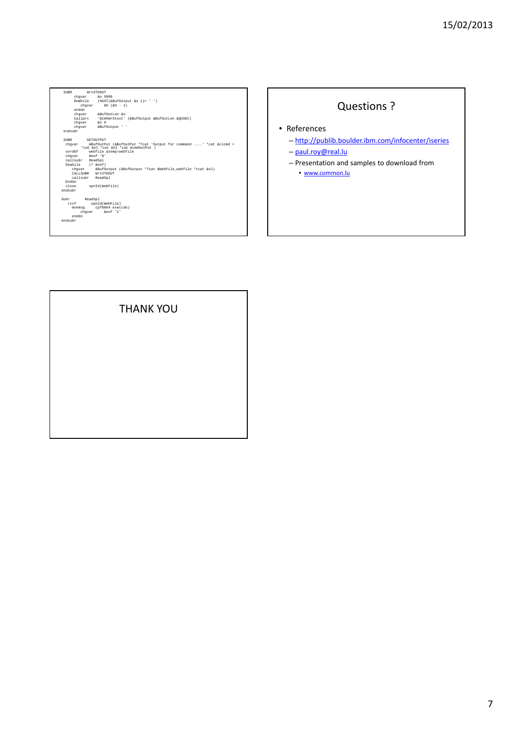```
SUBR        WrtSTDOUT
      chgvar     &o 5000
      DoWhile    (%SST(&BufOutput &o 1)= ' ')
         chgvar     &O (&O - 1)
      enddo
      chgvar     &BufOutLen &o
      Callprc    'QtmhWrStout' (&BufOutput &BufOutLen &QUSEC)
      chgvar     &o 0
      chgvar     &BufOutput ' '
endsubr

SUBR        GETOUTPUT
 chgvar      &BufOutPut (&BufOutPut *Tcat 'Output for command ....' *cat &clcmd +
          *cat &nl *cat &nl *cat &cmdOutPut )
 ovrdbf      webfile qtemp/webfile
 chgvar      &eof '0'
 callsubr    ReadSpl
 Dowhile     (^ &eof)
    chgvar      &BufOutput (&BufOutput *Tcat &WebFile_webfile *tcat &nl)
    CALLSUBR    WrtSTDOUT
    callsubr    ReadSpl
 Enddo
 close       opnId(WebFile)
endsubr

Subr        ReadSpl
  rcvf        opnId(WebFile)
    monmsg      cpf0864 exec(do)
       chgvar      &eof '1'
    enddo
endsubr
```

## Questions ?

- References
  - http://publib.boulder.ibm.com/infocenter/iseries
  - paul.roy@real.lu
  - Presentation and samples to download from
    - www.common.lu

## THANK YOU